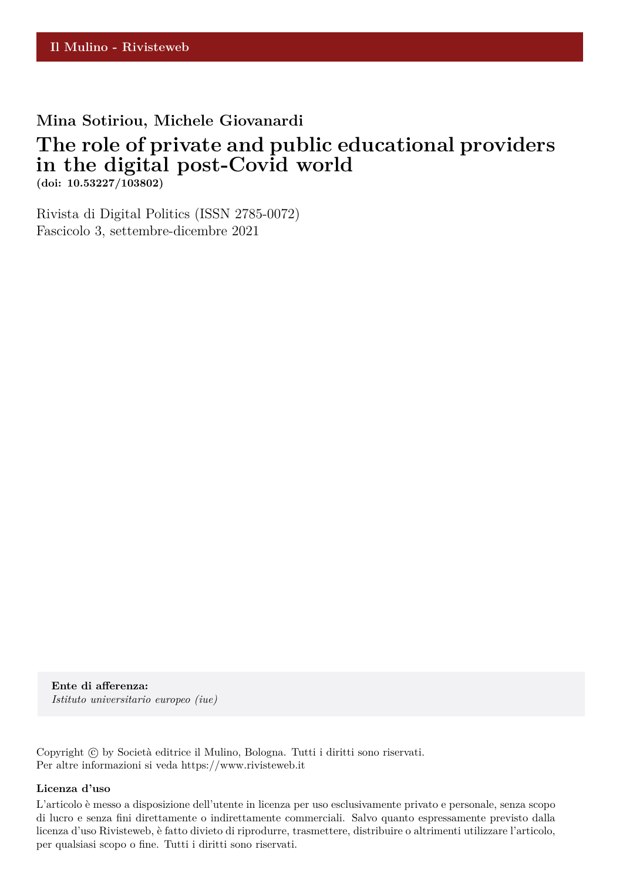Il Mulino - Rivisteweb

**Mina Sotiriou, Michele Giovanardi**

# The role of private and public educational providers in the digital post-Covid world

**(doi: 10.53227/103802)**

Rivista di Digital Politics (ISSN 2785-0072)
Fascicolo 3, settembre-dicembre 2021

**Ente di afferenza:**
*Istituto universitario europeo (iue)*

Copyright © by Società editrice il Mulino, Bologna. Tutti i diritti sono riservati.
Per altre informazioni si veda https://www.rivisteweb.it

**Licenza d'uso**

L'articolo è messo a disposizione dell'utente in licenza per uso esclusivamente privato e personale, senza scopo di lucro e senza fini direttamente o indirettamente commerciali. Salvo quanto espressamente previsto dalla licenza d'uso Rivisteweb, è fatto divieto di riprodurre, trasmettere, distribuire o altrimenti utilizzare l'articolo, per qualsiasi scopo o fine. Tutti i diritti sono riservati.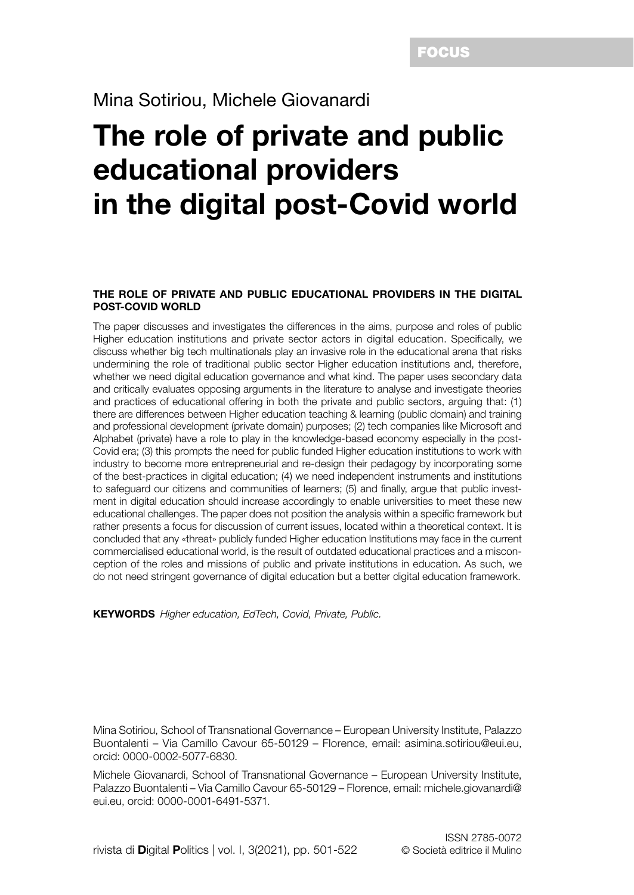FOCUS

Mina Sotiriou, Michele Giovanardi

# The role of private and public educational providers in the digital post-Covid world

**THE ROLE OF PRIVATE AND PUBLIC EDUCATIONAL PROVIDERS IN THE DIGITAL POST-COVID WORLD**

The paper discusses and investigates the differences in the aims, purpose and roles of public Higher education institutions and private sector actors in digital education. Specifically, we discuss whether big tech multinationals play an invasive role in the educational arena that risks undermining the role of traditional public sector Higher education institutions and, therefore, whether we need digital education governance and what kind. The paper uses secondary data and critically evaluates opposing arguments in the literature to analyse and investigate theories and practices of educational offering in both the private and public sectors, arguing that: (1) there are differences between Higher education teaching & learning (public domain) and training and professional development (private domain) purposes; (2) tech companies like Microsoft and Alphabet (private) have a role to play in the knowledge-based economy especially in the post-Covid era; (3) this prompts the need for public funded Higher education institutions to work with industry to become more entrepreneurial and re-design their pedagogy by incorporating some of the best-practices in digital education; (4) we need independent instruments and institutions to safeguard our citizens and communities of learners; (5) and finally, argue that public investment in digital education should increase accordingly to enable universities to meet these new educational challenges. The paper does not position the analysis within a specific framework but rather presents a focus for discussion of current issues, located within a theoretical context. It is concluded that any «threat» publicly funded Higher education Institutions may face in the current commercialised educational world, is the result of outdated educational practices and a misconception of the roles and missions of public and private institutions in education. As such, we do not need stringent governance of digital education but a better digital education framework.

**KEYWORDS** *Higher education, EdTech, Covid, Private, Public.*

Mina Sotiriou, School of Transnational Governance – European University Institute, Palazzo Buontalenti – Via Camillo Cavour 65-50129 – Florence, email: asimina.sotiriou@eui.eu, orcid: 0000-0002-5077-6830.

Michele Giovanardi, School of Transnational Governance – European University Institute, Palazzo Buontalenti – Via Camillo Cavour 65-50129 – Florence, email: michele.giovanardi@eui.eu, orcid: 0000-0001-6491-5371.

ISSN 2785-0072
© Società editrice il Mulino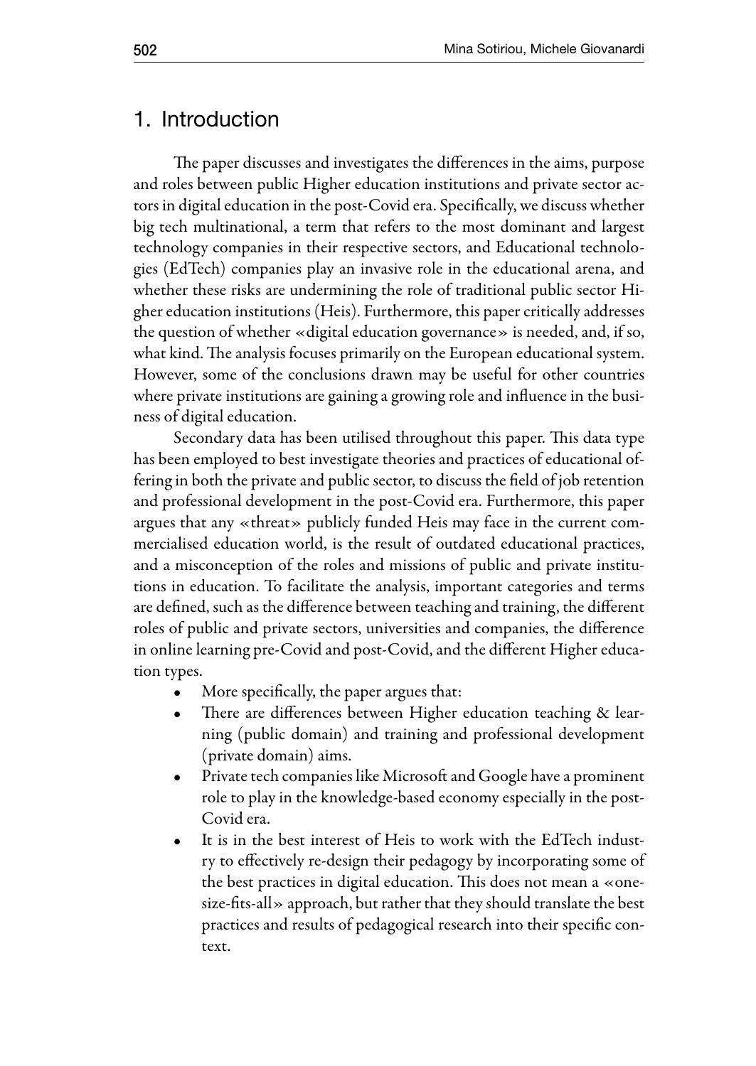## 1. Introduction

The paper discusses and investigates the differences in the aims, purpose and roles between public Higher education institutions and private sector actors in digital education in the post-Covid era. Specifically, we discuss whether big tech multinational, a term that refers to the most dominant and largest technology companies in their respective sectors, and Educational technologies (EdTech) companies play an invasive role in the educational arena, and whether these risks are undermining the role of traditional public sector Higher education institutions (Heis). Furthermore, this paper critically addresses the question of whether «digital education governance» is needed, and, if so, what kind. The analysis focuses primarily on the European educational system. However, some of the conclusions drawn may be useful for other countries where private institutions are gaining a growing role and influence in the business of digital education.

Secondary data has been utilised throughout this paper. This data type has been employed to best investigate theories and practices of educational offering in both the private and public sector, to discuss the field of job retention and professional development in the post-Covid era. Furthermore, this paper argues that any «threat» publicly funded Heis may face in the current commercialised education world, is the result of outdated educational practices, and a misconception of the roles and missions of public and private institutions in education. To facilitate the analysis, important categories and terms are defined, such as the difference between teaching and training, the different roles of public and private sectors, universities and companies, the difference in online learning pre-Covid and post-Covid, and the different Higher education types.

- More specifically, the paper argues that:
- There are differences between Higher education teaching & learning (public domain) and training and professional development (private domain) aims.
- Private tech companies like Microsoft and Google have a prominent role to play in the knowledge-based economy especially in the post-Covid era.
- It is in the best interest of Heis to work with the EdTech industry to effectively re-design their pedagogy by incorporating some of the best practices in digital education. This does not mean a «one-size-fits-all» approach, but rather that they should translate the best practices and results of pedagogical research into their specific context.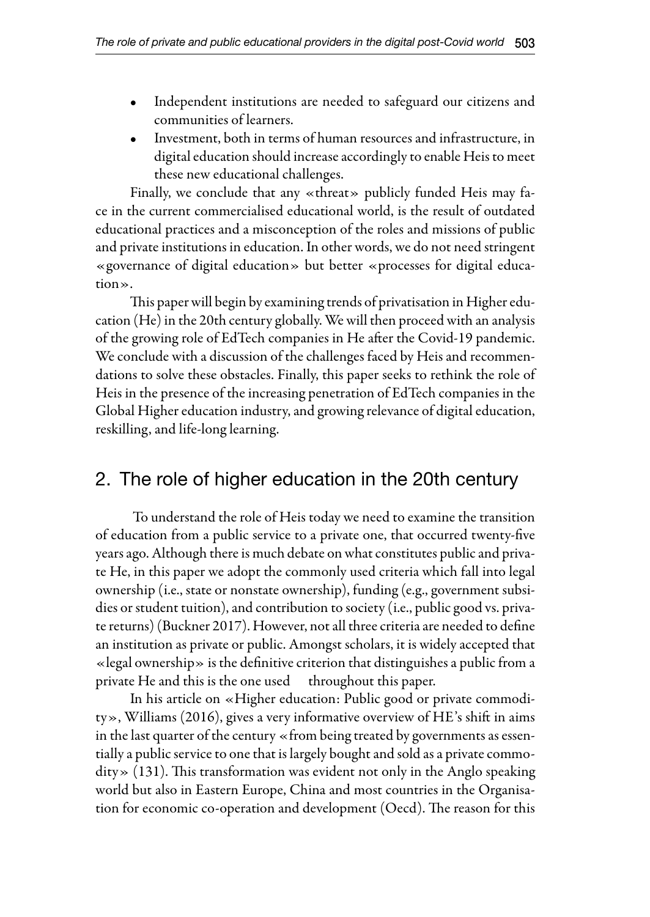- Independent institutions are needed to safeguard our citizens and communities of learners.
- Investment, both in terms of human resources and infrastructure, in digital education should increase accordingly to enable Heis to meet these new educational challenges.

Finally, we conclude that any «threat» publicly funded Heis may face in the current commercialised educational world, is the result of outdated educational practices and a misconception of the roles and missions of public and private institutions in education. In other words, we do not need stringent «governance of digital education» but better «processes for digital education».

This paper will begin by examining trends of privatisation in Higher education (He) in the 20th century globally. We will then proceed with an analysis of the growing role of EdTech companies in He after the Covid-19 pandemic. We conclude with a discussion of the challenges faced by Heis and recommendations to solve these obstacles. Finally, this paper seeks to rethink the role of Heis in the presence of the increasing penetration of EdTech companies in the Global Higher education industry, and growing relevance of digital education, reskilling, and life-long learning.

## 2. The role of higher education in the 20th century

To understand the role of Heis today we need to examine the transition of education from a public service to a private one, that occurred twenty-five years ago. Although there is much debate on what constitutes public and private He, in this paper we adopt the commonly used criteria which fall into legal ownership (i.e., state or nonstate ownership), funding (e.g., government subsidies or student tuition), and contribution to society (i.e., public good vs. private returns) (Buckner 2017). However, not all three criteria are needed to define an institution as private or public. Amongst scholars, it is widely accepted that «legal ownership» is the definitive criterion that distinguishes a public from a private He and this is the one used throughout this paper.

In his article on «Higher education: Public good or private commodity», Williams (2016), gives a very informative overview of HE's shift in aims in the last quarter of the century «from being treated by governments as essentially a public service to one that is largely bought and sold as a private commodity» (131). This transformation was evident not only in the Anglo speaking world but also in Eastern Europe, China and most countries in the Organisation for economic co-operation and development (Oecd). The reason for this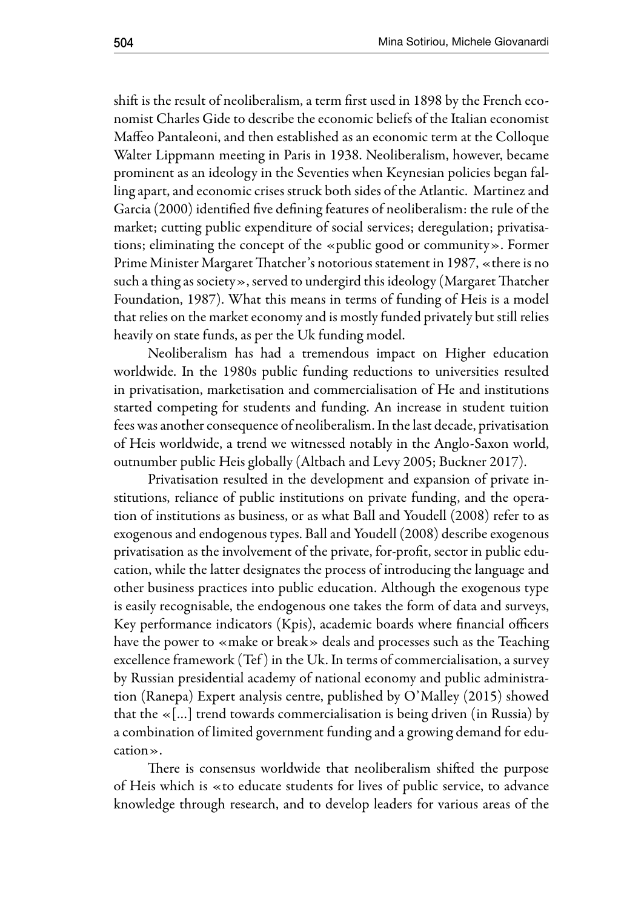shift is the result of neoliberalism, a term first used in 1898 by the French economist Charles Gide to describe the economic beliefs of the Italian economist Maffeo Pantaleoni, and then established as an economic term at the Colloque Walter Lippmann meeting in Paris in 1938. Neoliberalism, however, became prominent as an ideology in the Seventies when Keynesian policies began falling apart, and economic crises struck both sides of the Atlantic. Martinez and Garcia (2000) identified five defining features of neoliberalism: the rule of the market; cutting public expenditure of social services; deregulation; privatisations; eliminating the concept of the «public good or community». Former Prime Minister Margaret Thatcher's notorious statement in 1987, «there is no such a thing as society», served to undergird this ideology (Margaret Thatcher Foundation, 1987). What this means in terms of funding of Heis is a model that relies on the market economy and is mostly funded privately but still relies heavily on state funds, as per the Uk funding model.

Neoliberalism has had a tremendous impact on Higher education worldwide. In the 1980s public funding reductions to universities resulted in privatisation, marketisation and commercialisation of He and institutions started competing for students and funding. An increase in student tuition fees was another consequence of neoliberalism. In the last decade, privatisation of Heis worldwide, a trend we witnessed notably in the Anglo-Saxon world, outnumber public Heis globally (Altbach and Levy 2005; Buckner 2017).

Privatisation resulted in the development and expansion of private institutions, reliance of public institutions on private funding, and the operation of institutions as business, or as what Ball and Youdell (2008) refer to as exogenous and endogenous types. Ball and Youdell (2008) describe exogenous privatisation as the involvement of the private, for-profit, sector in public education, while the latter designates the process of introducing the language and other business practices into public education. Although the exogenous type is easily recognisable, the endogenous one takes the form of data and surveys, Key performance indicators (Kpis), academic boards where financial officers have the power to «make or break» deals and processes such as the Teaching excellence framework (Tef) in the Uk. In terms of commercialisation, a survey by Russian presidential academy of national economy and public administration (Ranepa) Expert analysis centre, published by O'Malley (2015) showed that the «[...] trend towards commercialisation is being driven (in Russia) by a combination of limited government funding and a growing demand for education».

There is consensus worldwide that neoliberalism shifted the purpose of Heis which is «to educate students for lives of public service, to advance knowledge through research, and to develop leaders for various areas of the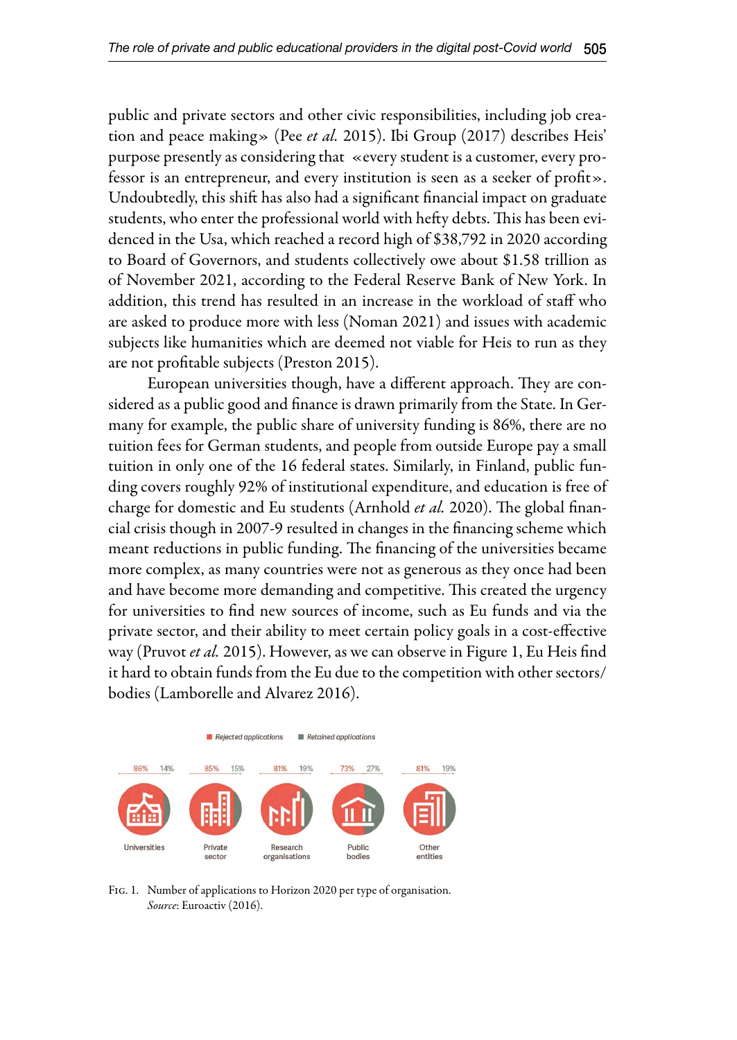public and private sectors and other civic responsibilities, including job creation and peace making» (Pee *et al.* 2015). Ibi Group (2017) describes Heis' purpose presently as considering that «every student is a customer, every professor is an entrepreneur, and every institution is seen as a seeker of profit». Undoubtedly, this shift has also had a significant financial impact on graduate students, who enter the professional world with hefty debts. This has been evidenced in the Usa, which reached a record high of $38,792 in 2020 according to Board of Governors, and students collectively owe about $1.58 trillion as of November 2021, according to the Federal Reserve Bank of New York. In addition, this trend has resulted in an increase in the workload of staff who are asked to produce more with less (Noman 2021) and issues with academic subjects like humanities which are deemed not viable for Heis to run as they are not profitable subjects (Preston 2015).

European universities though, have a different approach. They are considered as a public good and finance is drawn primarily from the State. In Germany for example, the public share of university funding is 86%, there are no tuition fees for German students, and people from outside Europe pay a small tuition in only one of the 16 federal states. Similarly, in Finland, public funding covers roughly 92% of institutional expenditure, and education is free of charge for domestic and Eu students (Arnhold *et al.* 2020). The global financial crisis though in 2007-9 resulted in changes in the financing scheme which meant reductions in public funding. The financing of the universities became more complex, as many countries were not as generous as they once had been and have become more demanding and competitive. This created the urgency for universities to find new sources of income, such as Eu funds and via the private sector, and their ability to meet certain policy goals in a cost-effective way (Pruvot *et al.* 2015). However, as we can observe in Figure 1, Eu Heis find it hard to obtain funds from the Eu due to the competition with other sectors/bodies (Lamborelle and Alvarez 2016).

Fig. 1. Number of applications to Horizon 2020 per type of organisation.
*Source*: Euroactiv (2016).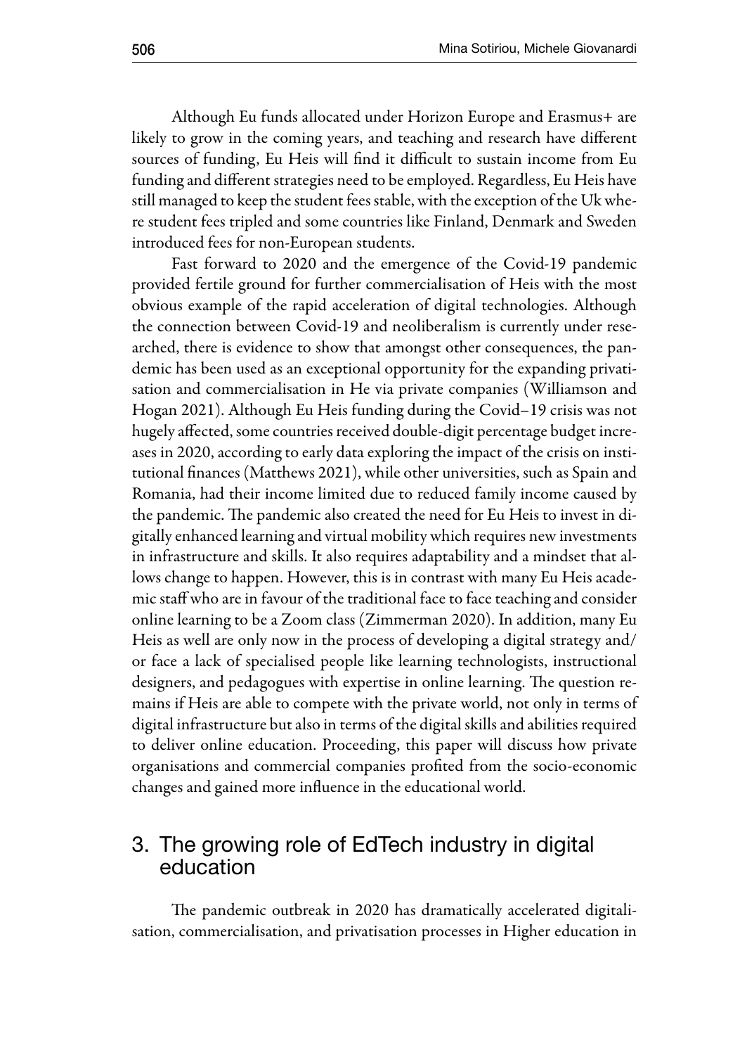Although Eu funds allocated under Horizon Europe and Erasmus+ are likely to grow in the coming years, and teaching and research have different sources of funding, Eu Heis will find it difficult to sustain income from Eu funding and different strategies need to be employed. Regardless, Eu Heis have still managed to keep the student fees stable, with the exception of the Uk where student fees tripled and some countries like Finland, Denmark and Sweden introduced fees for non-European students.

Fast forward to 2020 and the emergence of the Covid-19 pandemic provided fertile ground for further commercialisation of Heis with the most obvious example of the rapid acceleration of digital technologies. Although the connection between Covid-19 and neoliberalism is currently under researched, there is evidence to show that amongst other consequences, the pandemic has been used as an exceptional opportunity for the expanding privatisation and commercialisation in He via private companies (Williamson and Hogan 2021). Although Eu Heis funding during the Covid–19 crisis was not hugely affected, some countries received double-digit percentage budget increases in 2020, according to early data exploring the impact of the crisis on institutional finances (Matthews 2021), while other universities, such as Spain and Romania, had their income limited due to reduced family income caused by the pandemic. The pandemic also created the need for Eu Heis to invest in digitally enhanced learning and virtual mobility which requires new investments in infrastructure and skills. It also requires adaptability and a mindset that allows change to happen. However, this is in contrast with many Eu Heis academic staff who are in favour of the traditional face to face teaching and consider online learning to be a Zoom class (Zimmerman 2020). In addition, many Eu Heis as well are only now in the process of developing a digital strategy and/or face a lack of specialised people like learning technologists, instructional designers, and pedagogues with expertise in online learning. The question remains if Heis are able to compete with the private world, not only in terms of digital infrastructure but also in terms of the digital skills and abilities required to deliver online education. Proceeding, this paper will discuss how private organisations and commercial companies profited from the socio-economic changes and gained more influence in the educational world.

## 3. The growing role of EdTech industry in digital education

The pandemic outbreak in 2020 has dramatically accelerated digitalisation, commercialisation, and privatisation processes in Higher education in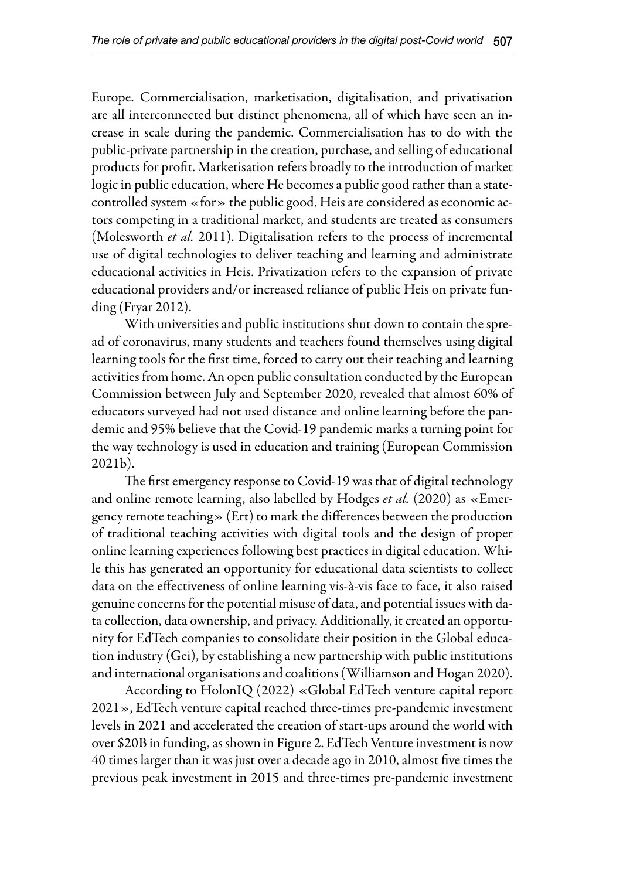Europe. Commercialisation, marketisation, digitalisation, and privatisation are all interconnected but distinct phenomena, all of which have seen an increase in scale during the pandemic. Commercialisation has to do with the public-private partnership in the creation, purchase, and selling of educational products for profit. Marketisation refers broadly to the introduction of market logic in public education, where He becomes a public good rather than a state-controlled system «for» the public good, Heis are considered as economic actors competing in a traditional market, and students are treated as consumers (Molesworth *et al.* 2011). Digitalisation refers to the process of incremental use of digital technologies to deliver teaching and learning and administrate educational activities in Heis. Privatization refers to the expansion of private educational providers and/or increased reliance of public Heis on private funding (Fryar 2012).

With universities and public institutions shut down to contain the spread of coronavirus, many students and teachers found themselves using digital learning tools for the first time, forced to carry out their teaching and learning activities from home. An open public consultation conducted by the European Commission between July and September 2020, revealed that almost 60% of educators surveyed had not used distance and online learning before the pandemic and 95% believe that the Covid-19 pandemic marks a turning point for the way technology is used in education and training (European Commission 2021b).

The first emergency response to Covid-19 was that of digital technology and online remote learning, also labelled by Hodges *et al.* (2020) as «Emergency remote teaching» (Ert) to mark the differences between the production of traditional teaching activities with digital tools and the design of proper online learning experiences following best practices in digital education. While this has generated an opportunity for educational data scientists to collect data on the effectiveness of online learning vis-à-vis face to face, it also raised genuine concerns for the potential misuse of data, and potential issues with data collection, data ownership, and privacy. Additionally, it created an opportunity for EdTech companies to consolidate their position in the Global education industry (Gei), by establishing a new partnership with public institutions and international organisations and coalitions (Williamson and Hogan 2020).

According to HolonIQ (2022) «Global EdTech venture capital report 2021», EdTech venture capital reached three-times pre-pandemic investment levels in 2021 and accelerated the creation of start-ups around the world with over $20B in funding, as shown in Figure 2. EdTech Venture investment is now 40 times larger than it was just over a decade ago in 2010, almost five times the previous peak investment in 2015 and three-times pre-pandemic investment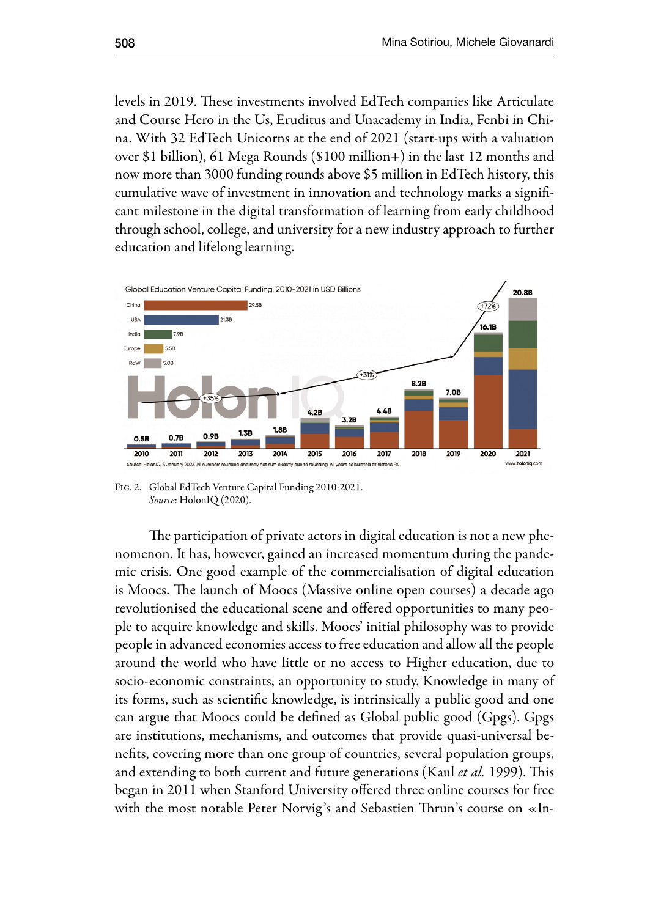levels in 2019. These investments involved EdTech companies like Articulate and Course Hero in the Us, Eruditus and Unacademy in India, Fenbi in China. With 32 EdTech Unicorns at the end of 2021 (start-ups with a valuation over $1 billion), 61 Mega Rounds ($100 million+) in the last 12 months and now more than 3000 funding rounds above $5 million in EdTech history, this cumulative wave of investment in innovation and technology marks a significant milestone in the digital transformation of learning from early childhood through school, college, and university for a new industry approach to further education and lifelong learning.

Fig. 2. Global EdTech Venture Capital Funding 2010-2021.
*Source*: HolonIQ (2020).

The participation of private actors in digital education is not a new phenomenon. It has, however, gained an increased momentum during the pandemic crisis. One good example of the commercialisation of digital education is Moocs. The launch of Moocs (Massive online open courses) a decade ago revolutionised the educational scene and offered opportunities to many people to acquire knowledge and skills. Moocs' initial philosophy was to provide people in advanced economies access to free education and allow all the people around the world who have little or no access to Higher education, due to socio-economic constraints, an opportunity to study. Knowledge in many of its forms, such as scientific knowledge, is intrinsically a public good and one can argue that Moocs could be defined as Global public good (Gpgs). Gpgs are institutions, mechanisms, and outcomes that provide quasi-universal benefits, covering more than one group of countries, several population groups, and extending to both current and future generations (Kaul *et al.* 1999). This began in 2011 when Stanford University offered three online courses for free with the most notable Peter Norvig's and Sebastien Thrun's course on «In-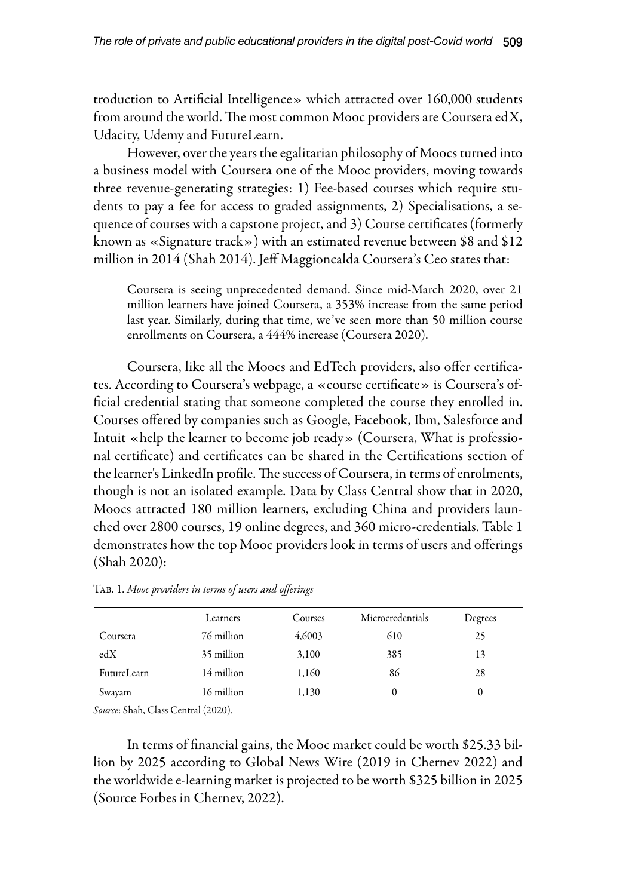troduction to Artificial Intelligence» which attracted over 160,000 students from around the world. The most common Mooc providers are Coursera edX, Udacity, Udemy and FutureLearn.

However, over the years the egalitarian philosophy of Moocs turned into a business model with Coursera one of the Mooc providers, moving towards three revenue-generating strategies: 1) Fee-based courses which require students to pay a fee for access to graded assignments, 2) Specialisations, a sequence of courses with a capstone project, and 3) Course certificates (formerly known as «Signature track») with an estimated revenue between $8 and $12 million in 2014 (Shah 2014). Jeff Maggioncalda Coursera's Ceo states that:

> Coursera is seeing unprecedented demand. Since mid-March 2020, over 21 million learners have joined Coursera, a 353% increase from the same period last year. Similarly, during that time, we've seen more than 50 million course enrollments on Coursera, a 444% increase (Coursera 2020).

Coursera, like all the Moocs and EdTech providers, also offer certificates. According to Coursera's webpage, a «course certificate» is Coursera's official credential stating that someone completed the course they enrolled in. Courses offered by companies such as Google, Facebook, Ibm, Salesforce and Intuit «help the learner to become job ready» (Coursera, What is professional certificate) and certificates can be shared in the Certifications section of the learner's LinkedIn profile. The success of Coursera, in terms of enrolments, though is not an isolated example. Data by Class Central show that in 2020, Moocs attracted 180 million learners, excluding China and providers launched over 2800 courses, 19 online degrees, and 360 micro-credentials. Table 1 demonstrates how the top Mooc providers look in terms of users and offerings (Shah 2020):

Tab. 1. *Mooc providers in terms of users and offerings*

| | Learners | Courses | Microcredentials | Degrees |
|---|---|---|---|---|
| Coursera | 76 million | 4,6003 | 610 | 25 |
| edX | 35 million | 3,100 | 385 | 13 |
| FutureLearn | 14 million | 1,160 | 86 | 28 |
| Swayam | 16 million | 1,130 | 0 | 0 |

*Source*: Shah, Class Central (2020).

In terms of financial gains, the Mooc market could be worth $25.33 billion by 2025 according to Global News Wire (2019 in Chernev 2022) and the worldwide e-learning market is projected to be worth $325 billion in 2025 (Source Forbes in Chernev, 2022).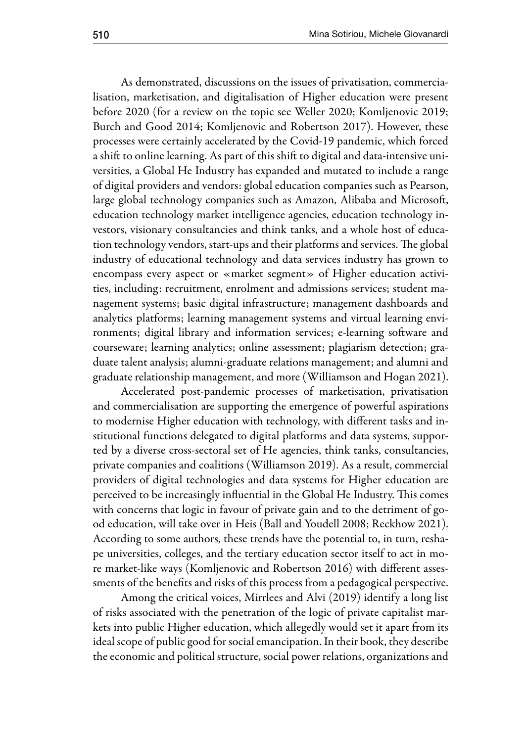As demonstrated, discussions on the issues of privatisation, commercialisation, marketisation, and digitalisation of Higher education were present before 2020 (for a review on the topic see Weller 2020; Komljenovic 2019; Burch and Good 2014; Komljenovic and Robertson 2017). However, these processes were certainly accelerated by the Covid-19 pandemic, which forced a shift to online learning. As part of this shift to digital and data-intensive universities, a Global He Industry has expanded and mutated to include a range of digital providers and vendors: global education companies such as Pearson, large global technology companies such as Amazon, Alibaba and Microsoft, education technology market intelligence agencies, education technology investors, visionary consultancies and think tanks, and a whole host of education technology vendors, start-ups and their platforms and services. The global industry of educational technology and data services industry has grown to encompass every aspect or «market segment» of Higher education activities, including: recruitment, enrolment and admissions services; student management systems; basic digital infrastructure; management dashboards and analytics platforms; learning management systems and virtual learning environments; digital library and information services; e-learning software and courseware; learning analytics; online assessment; plagiarism detection; graduate talent analysis; alumni-graduate relations management; and alumni and graduate relationship management, and more (Williamson and Hogan 2021).

Accelerated post-pandemic processes of marketisation, privatisation and commercialisation are supporting the emergence of powerful aspirations to modernise Higher education with technology, with different tasks and institutional functions delegated to digital platforms and data systems, supported by a diverse cross-sectoral set of He agencies, think tanks, consultancies, private companies and coalitions (Williamson 2019). As a result, commercial providers of digital technologies and data systems for Higher education are perceived to be increasingly influential in the Global He Industry. This comes with concerns that logic in favour of private gain and to the detriment of good education, will take over in Heis (Ball and Youdell 2008; Reckhow 2021). According to some authors, these trends have the potential to, in turn, reshape universities, colleges, and the tertiary education sector itself to act in more market-like ways (Komljenovic and Robertson 2016) with different assessments of the benefits and risks of this process from a pedagogical perspective.

Among the critical voices, Mirrlees and Alvi (2019) identify a long list of risks associated with the penetration of the logic of private capitalist markets into public Higher education, which allegedly would set it apart from its ideal scope of public good for social emancipation. In their book, they describe the economic and political structure, social power relations, organizations and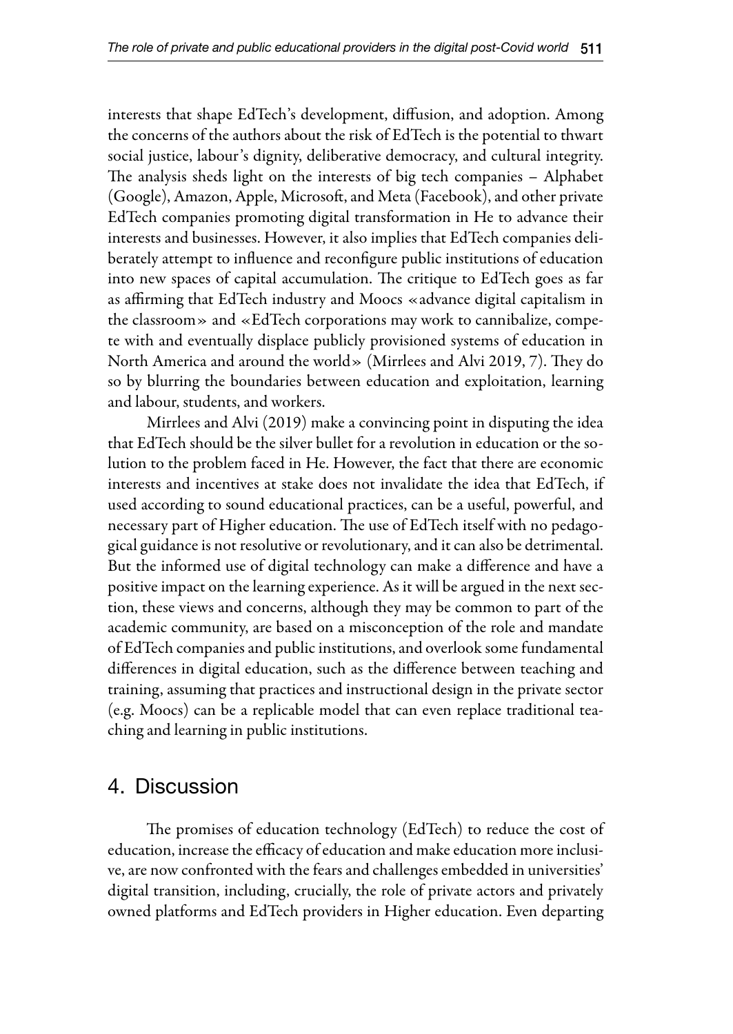interests that shape EdTech's development, diffusion, and adoption. Among the concerns of the authors about the risk of EdTech is the potential to thwart social justice, labour's dignity, deliberative democracy, and cultural integrity. The analysis sheds light on the interests of big tech companies – Alphabet (Google), Amazon, Apple, Microsoft, and Meta (Facebook), and other private EdTech companies promoting digital transformation in He to advance their interests and businesses. However, it also implies that EdTech companies deliberately attempt to influence and reconfigure public institutions of education into new spaces of capital accumulation. The critique to EdTech goes as far as affirming that EdTech industry and Moocs «advance digital capitalism in the classroom» and «EdTech corporations may work to cannibalize, compete with and eventually displace publicly provisioned systems of education in North America and around the world» (Mirrlees and Alvi 2019, 7). They do so by blurring the boundaries between education and exploitation, learning and labour, students, and workers.

Mirrlees and Alvi (2019) make a convincing point in disputing the idea that EdTech should be the silver bullet for a revolution in education or the solution to the problem faced in He. However, the fact that there are economic interests and incentives at stake does not invalidate the idea that EdTech, if used according to sound educational practices, can be a useful, powerful, and necessary part of Higher education. The use of EdTech itself with no pedagogical guidance is not resolutive or revolutionary, and it can also be detrimental. But the informed use of digital technology can make a difference and have a positive impact on the learning experience. As it will be argued in the next section, these views and concerns, although they may be common to part of the academic community, are based on a misconception of the role and mandate of EdTech companies and public institutions, and overlook some fundamental differences in digital education, such as the difference between teaching and training, assuming that practices and instructional design in the private sector (e.g. Moocs) can be a replicable model that can even replace traditional teaching and learning in public institutions.

## 4. Discussion

The promises of education technology (EdTech) to reduce the cost of education, increase the efficacy of education and make education more inclusive, are now confronted with the fears and challenges embedded in universities' digital transition, including, crucially, the role of private actors and privately owned platforms and EdTech providers in Higher education. Even departing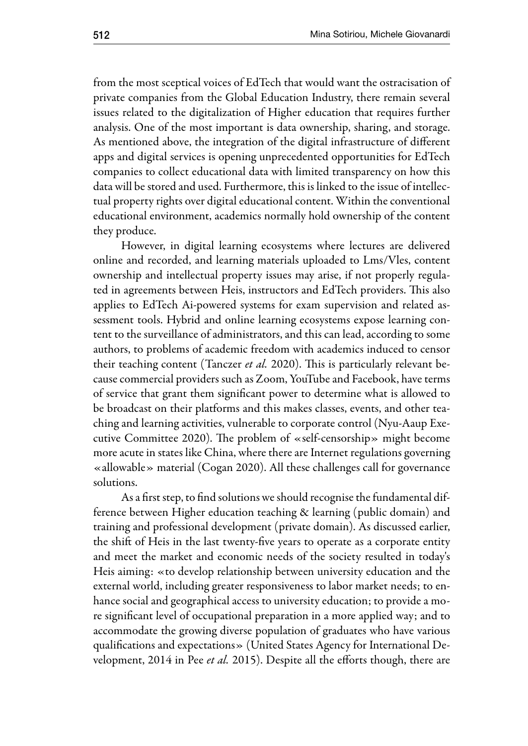from the most sceptical voices of EdTech that would want the ostracisation of private companies from the Global Education Industry, there remain several issues related to the digitalization of Higher education that requires further analysis. One of the most important is data ownership, sharing, and storage. As mentioned above, the integration of the digital infrastructure of different apps and digital services is opening unprecedented opportunities for EdTech companies to collect educational data with limited transparency on how this data will be stored and used. Furthermore, this is linked to the issue of intellectual property rights over digital educational content. Within the conventional educational environment, academics normally hold ownership of the content they produce.

However, in digital learning ecosystems where lectures are delivered online and recorded, and learning materials uploaded to Lms/Vles, content ownership and intellectual property issues may arise, if not properly regulated in agreements between Heis, instructors and EdTech providers. This also applies to EdTech Ai-powered systems for exam supervision and related assessment tools. Hybrid and online learning ecosystems expose learning content to the surveillance of administrators, and this can lead, according to some authors, to problems of academic freedom with academics induced to censor their teaching content (Tanczer *et al.* 2020). This is particularly relevant because commercial providers such as Zoom, YouTube and Facebook, have terms of service that grant them significant power to determine what is allowed to be broadcast on their platforms and this makes classes, events, and other teaching and learning activities, vulnerable to corporate control (Nyu-Aaup Executive Committee 2020). The problem of «self-censorship» might become more acute in states like China, where there are Internet regulations governing «allowable» material (Cogan 2020). All these challenges call for governance solutions.

As a first step, to find solutions we should recognise the fundamental difference between Higher education teaching & learning (public domain) and training and professional development (private domain). As discussed earlier, the shift of Heis in the last twenty-five years to operate as a corporate entity and meet the market and economic needs of the society resulted in today's Heis aiming: «to develop relationship between university education and the external world, including greater responsiveness to labor market needs; to enhance social and geographical access to university education; to provide a more significant level of occupational preparation in a more applied way; and to accommodate the growing diverse population of graduates who have various qualifications and expectations» (United States Agency for International Development, 2014 in Pee *et al.* 2015). Despite all the efforts though, there are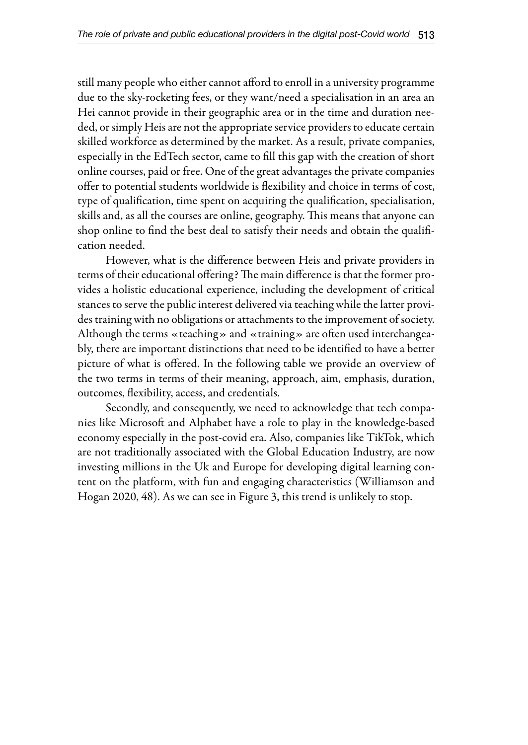still many people who either cannot afford to enroll in a university programme due to the sky-rocketing fees, or they want/need a specialisation in an area an Hei cannot provide in their geographic area or in the time and duration needed, or simply Heis are not the appropriate service providers to educate certain skilled workforce as determined by the market. As a result, private companies, especially in the EdTech sector, came to fill this gap with the creation of short online courses, paid or free. One of the great advantages the private companies offer to potential students worldwide is flexibility and choice in terms of cost, type of qualification, time spent on acquiring the qualification, specialisation, skills and, as all the courses are online, geography. This means that anyone can shop online to find the best deal to satisfy their needs and obtain the qualification needed.

However, what is the difference between Heis and private providers in terms of their educational offering? The main difference is that the former provides a holistic educational experience, including the development of critical stances to serve the public interest delivered via teaching while the latter provides training with no obligations or attachments to the improvement of society. Although the terms «teaching» and «training» are often used interchangeably, there are important distinctions that need to be identified to have a better picture of what is offered. In the following table we provide an overview of the two terms in terms of their meaning, approach, aim, emphasis, duration, outcomes, flexibility, access, and credentials.

Secondly, and consequently, we need to acknowledge that tech companies like Microsoft and Alphabet have a role to play in the knowledge-based economy especially in the post-covid era. Also, companies like TikTok, which are not traditionally associated with the Global Education Industry, are now investing millions in the Uk and Europe for developing digital learning content on the platform, with fun and engaging characteristics (Williamson and Hogan 2020, 48). As we can see in Figure 3, this trend is unlikely to stop.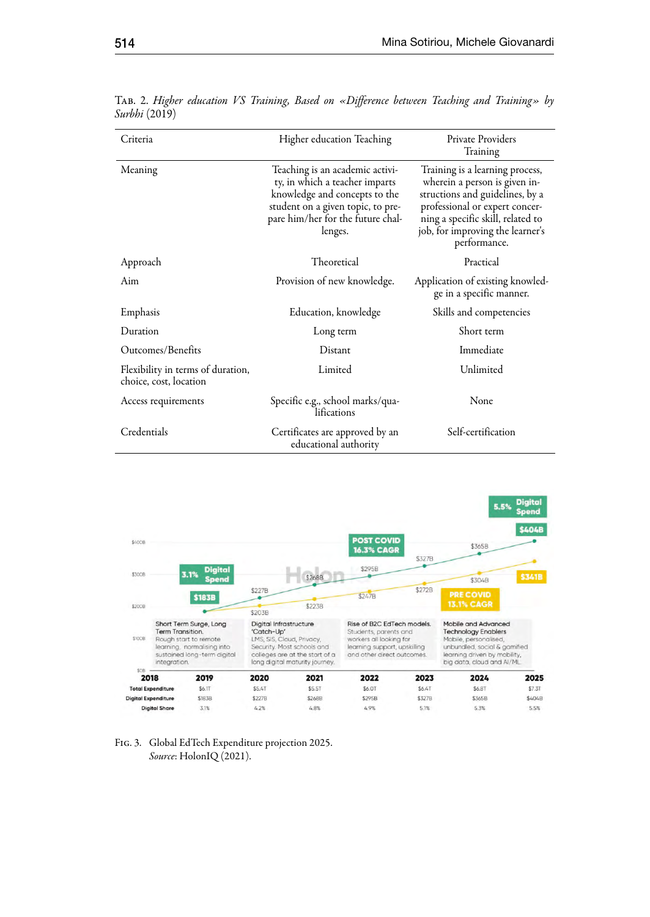TAB. 2. *Higher education VS Training, Based on «Difference between Teaching and Training» by Surbhi* (2019)

| Criteria | Higher education Teaching | Private Providers Training |
|---|---|---|
| Meaning | Teaching is an academic activity, in which a teacher imparts knowledge and concepts to the student on a given topic, to prepare him/her for the future challenges. | Training is a learning process, wherein a person is given instructions and guidelines, by a professional or expert concerning a specific skill, related to job, for improving the learner's performance. |
| Approach | Theoretical | Practical |
| Aim | Provision of new knowledge. | Application of existing knowledge in a specific manner. |
| Emphasis | Education, knowledge | Skills and competencies |
| Duration | Long term | Short term |
| Outcomes/Benefits | Distant | Immediate |
| Flexibility in terms of duration, choice, cost, location | Limited | Unlimited |
| Access requirements | Specific e.g., school marks/qualifications | None |
| Credentials | Certificates are approved by an educational authority | Self-certification |

FIG. 3. Global EdTech Expenditure projection 2025.
*Source*: HolonIQ (2021).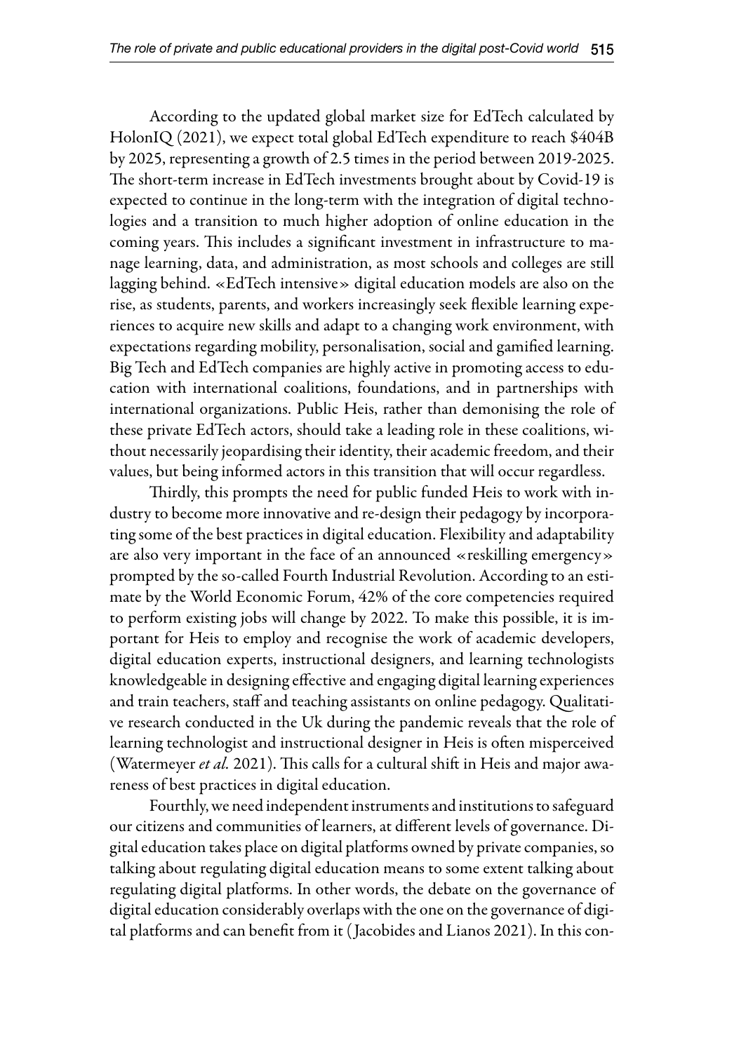According to the updated global market size for EdTech calculated by HolonIQ (2021), we expect total global EdTech expenditure to reach $404B by 2025, representing a growth of 2.5 times in the period between 2019-2025. The short-term increase in EdTech investments brought about by Covid-19 is expected to continue in the long-term with the integration of digital technologies and a transition to much higher adoption of online education in the coming years. This includes a significant investment in infrastructure to manage learning, data, and administration, as most schools and colleges are still lagging behind. «EdTech intensive» digital education models are also on the rise, as students, parents, and workers increasingly seek flexible learning experiences to acquire new skills and adapt to a changing work environment, with expectations regarding mobility, personalisation, social and gamified learning. Big Tech and EdTech companies are highly active in promoting access to education with international coalitions, foundations, and in partnerships with international organizations. Public Heis, rather than demonising the role of these private EdTech actors, should take a leading role in these coalitions, without necessarily jeopardising their identity, their academic freedom, and their values, but being informed actors in this transition that will occur regardless.

Thirdly, this prompts the need for public funded Heis to work with industry to become more innovative and re-design their pedagogy by incorporating some of the best practices in digital education. Flexibility and adaptability are also very important in the face of an announced «reskilling emergency» prompted by the so-called Fourth Industrial Revolution. According to an estimate by the World Economic Forum, 42% of the core competencies required to perform existing jobs will change by 2022. To make this possible, it is important for Heis to employ and recognise the work of academic developers, digital education experts, instructional designers, and learning technologists knowledgeable in designing effective and engaging digital learning experiences and train teachers, staff and teaching assistants on online pedagogy. Qualitative research conducted in the Uk during the pandemic reveals that the role of learning technologist and instructional designer in Heis is often misperceived (Watermeyer *et al.* 2021). This calls for a cultural shift in Heis and major awareness of best practices in digital education.

Fourthly, we need independent instruments and institutions to safeguard our citizens and communities of learners, at different levels of governance. Digital education takes place on digital platforms owned by private companies, so talking about regulating digital education means to some extent talking about regulating digital platforms. In other words, the debate on the governance of digital education considerably overlaps with the one on the governance of digital platforms and can benefit from it (Jacobides and Lianos 2021). In this con-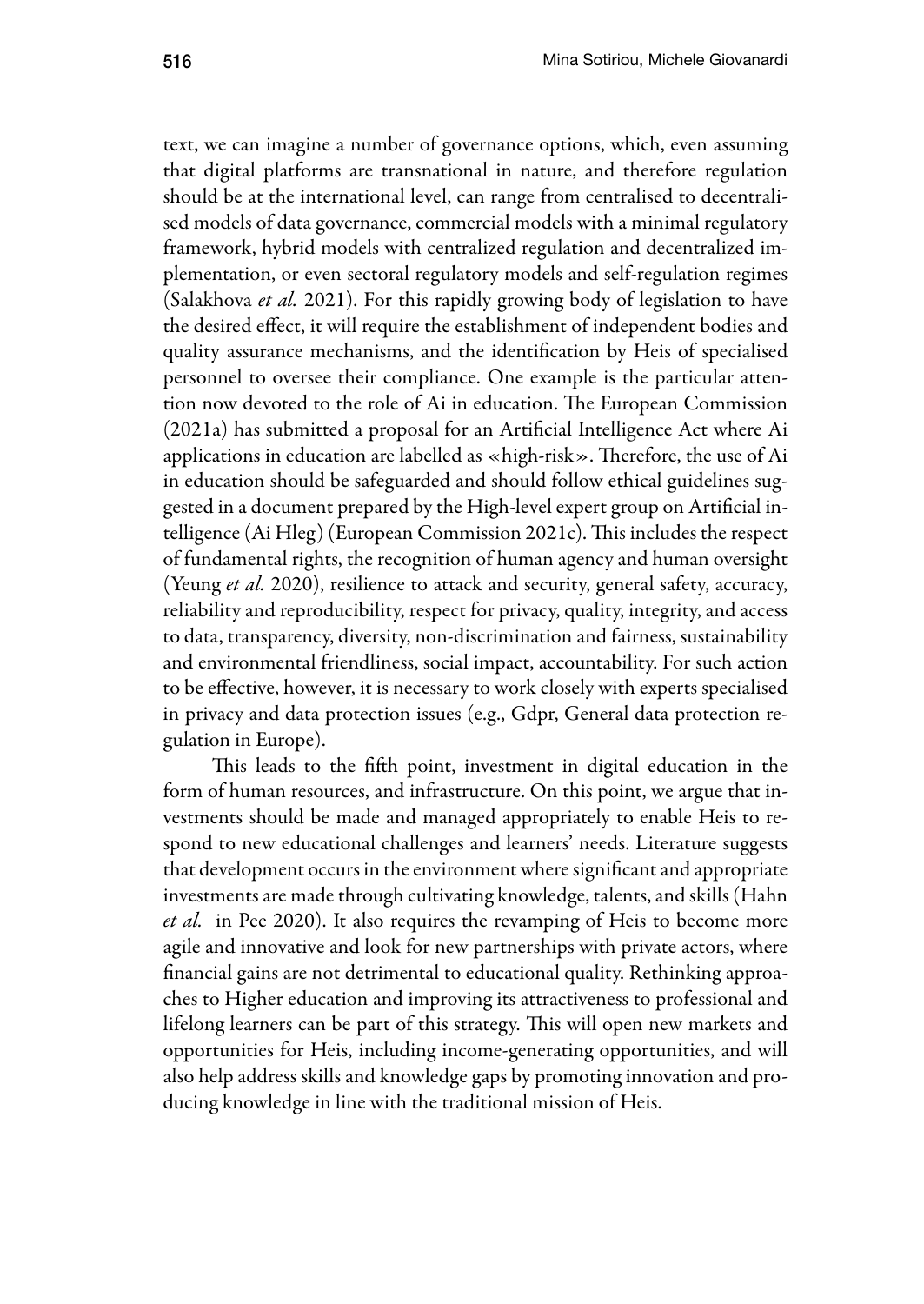text, we can imagine a number of governance options, which, even assuming that digital platforms are transnational in nature, and therefore regulation should be at the international level, can range from centralised to decentralised models of data governance, commercial models with a minimal regulatory framework, hybrid models with centralized regulation and decentralized implementation, or even sectoral regulatory models and self-regulation regimes (Salakhova *et al.* 2021). For this rapidly growing body of legislation to have the desired effect, it will require the establishment of independent bodies and quality assurance mechanisms, and the identification by Heis of specialised personnel to oversee their compliance. One example is the particular attention now devoted to the role of Ai in education. The European Commission (2021a) has submitted a proposal for an Artificial Intelligence Act where Ai applications in education are labelled as «high-risk». Therefore, the use of Ai in education should be safeguarded and should follow ethical guidelines suggested in a document prepared by the High-level expert group on Artificial intelligence (Ai Hleg) (European Commission 2021c). This includes the respect of fundamental rights, the recognition of human agency and human oversight (Yeung *et al.* 2020), resilience to attack and security, general safety, accuracy, reliability and reproducibility, respect for privacy, quality, integrity, and access to data, transparency, diversity, non-discrimination and fairness, sustainability and environmental friendliness, social impact, accountability. For such action to be effective, however, it is necessary to work closely with experts specialised in privacy and data protection issues (e.g., Gdpr, General data protection regulation in Europe).

This leads to the fifth point, investment in digital education in the form of human resources, and infrastructure. On this point, we argue that investments should be made and managed appropriately to enable Heis to respond to new educational challenges and learners' needs. Literature suggests that development occurs in the environment where significant and appropriate investments are made through cultivating knowledge, talents, and skills (Hahn *et al.* in Pee 2020). It also requires the revamping of Heis to become more agile and innovative and look for new partnerships with private actors, where financial gains are not detrimental to educational quality. Rethinking approaches to Higher education and improving its attractiveness to professional and lifelong learners can be part of this strategy. This will open new markets and opportunities for Heis, including income-generating opportunities, and will also help address skills and knowledge gaps by promoting innovation and producing knowledge in line with the traditional mission of Heis.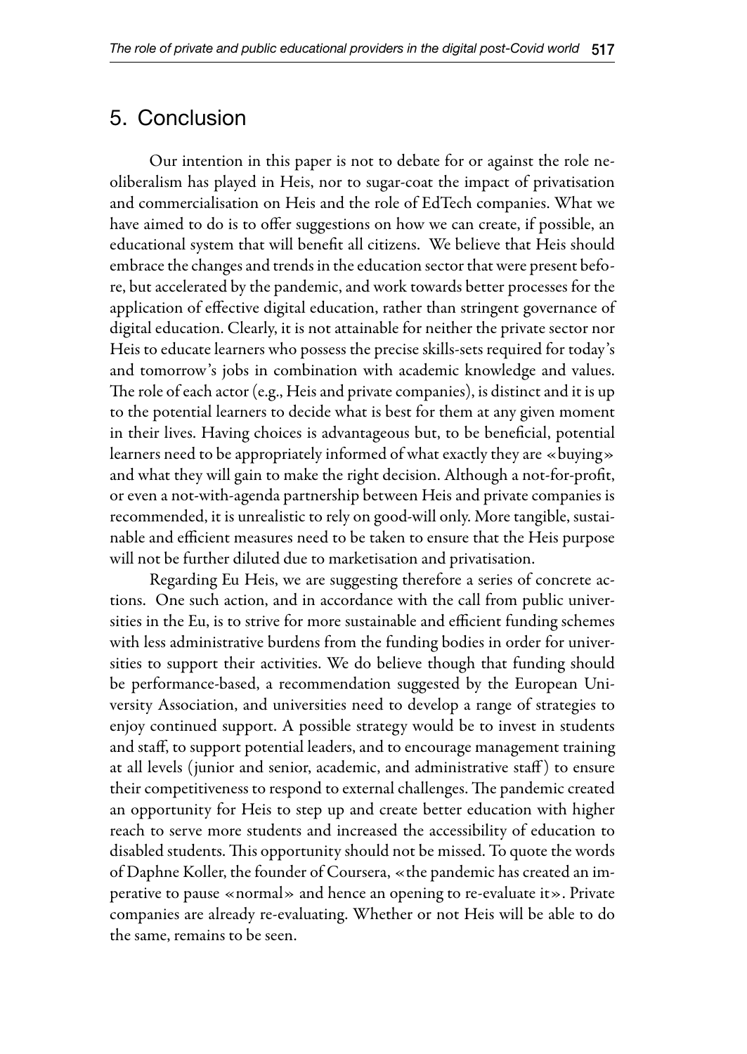## 5. Conclusion

Our intention in this paper is not to debate for or against the role neoliberalism has played in Heis, nor to sugar-coat the impact of privatisation and commercialisation on Heis and the role of EdTech companies. What we have aimed to do is to offer suggestions on how we can create, if possible, an educational system that will benefit all citizens. We believe that Heis should embrace the changes and trends in the education sector that were present before, but accelerated by the pandemic, and work towards better processes for the application of effective digital education, rather than stringent governance of digital education. Clearly, it is not attainable for neither the private sector nor Heis to educate learners who possess the precise skills-sets required for today's and tomorrow's jobs in combination with academic knowledge and values. The role of each actor (e.g., Heis and private companies), is distinct and it is up to the potential learners to decide what is best for them at any given moment in their lives. Having choices is advantageous but, to be beneficial, potential learners need to be appropriately informed of what exactly they are «buying» and what they will gain to make the right decision. Although a not-for-profit, or even a not-with-agenda partnership between Heis and private companies is recommended, it is unrealistic to rely on good-will only. More tangible, sustainable and efficient measures need to be taken to ensure that the Heis purpose will not be further diluted due to marketisation and privatisation.

Regarding Eu Heis, we are suggesting therefore a series of concrete actions. One such action, and in accordance with the call from public universities in the Eu, is to strive for more sustainable and efficient funding schemes with less administrative burdens from the funding bodies in order for universities to support their activities. We do believe though that funding should be performance-based, a recommendation suggested by the European University Association, and universities need to develop a range of strategies to enjoy continued support. A possible strategy would be to invest in students and staff, to support potential leaders, and to encourage management training at all levels (junior and senior, academic, and administrative staff) to ensure their competitiveness to respond to external challenges. The pandemic created an opportunity for Heis to step up and create better education with higher reach to serve more students and increased the accessibility of education to disabled students. This opportunity should not be missed. To quote the words of Daphne Koller, the founder of Coursera, «the pandemic has created an imperative to pause «normal» and hence an opening to re-evaluate it». Private companies are already re-evaluating. Whether or not Heis will be able to do the same, remains to be seen.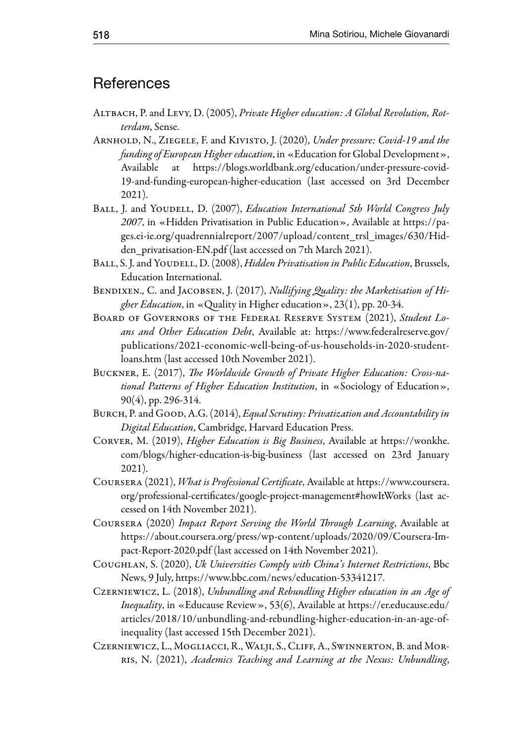## References

Altbach, P. and Levy, D. (2005), *Private Higher education: A Global Revolution, Rotterdam*, Sense.

Arnhold, N., Ziegele, F. and Kivisto, J. (2020), *Under pressure: Covid-19 and the funding of European Higher education*, in «Education for Global Development», Available at https://blogs.worldbank.org/education/under-pressure-covid-19-and-funding-european-higher-education (last accessed on 3rd December 2021).

Ball, J. and Youdell, D. (2007), *Education International 5th World Congress July 2007*, in «Hidden Privatisation in Public Education», Available at https://pages.ei-ie.org/quadrennialreport/2007/upload/content_trsl_images/630/Hidden_privatisation-EN.pdf (last accessed on 7th March 2021).

Ball, S. J. and Youdell, D. (2008), *Hidden Privatisation in Public Education*, Brussels, Education International.

Bendixen., C. and Jacobsen, J. (2017), *Nullifying Quality: the Marketisation of Higher Education*, in «Quality in Higher education», 23(1), pp. 20-34.

Board of Governors of the Federal Reserve System (2021), *Student Loans and Other Education Debt*, Available at: https://www.federalreserve.gov/publications/2021-economic-well-being-of-us-households-in-2020-student-loans.htm (last accessed 10th November 2021).

Buckner, E. (2017), *The Worldwide Growth of Private Higher Education: Cross-national Patterns of Higher Education Institution*, in «Sociology of Education», 90(4), pp. 296-314.

Burch, P. and Good, A.G. (2014), *Equal Scrutiny: Privatization and Accountability in Digital Education*, Cambridge, Harvard Education Press.

Corver, M. (2019), *Higher Education is Big Business*, Available at https://wonkhe.com/blogs/higher-education-is-big-business (last accessed on 23rd January 2021).

Coursera (2021), *What is Professional Certificate*, Available at https://www.coursera.org/professional-certificates/google-project-management#howItWorks (last accessed on 14th November 2021).

Coursera (2020) *Impact Report Serving the World Through Learning*, Available at https://about.coursera.org/press/wp-content/uploads/2020/09/Coursera-Impact-Report-2020.pdf (last accessed on 14th November 2021).

Coughlan, S. (2020), *Uk Universities Comply with China's Internet Restrictions*, Bbc News, 9 July, https://www.bbc.com/news/education-53341217.

Czerniewicz, L. (2018), *Unbundling and Rebundling Higher education in an Age of Inequality*, in «Educause Review», 53(6), Available at https://er.educause.edu/articles/2018/10/unbundling-and-rebundling-higher-education-in-an-age-of-inequality (last accessed 15th December 2021).

Czerniewicz, L., Mogliacci, R., Walji, S., Cliff, A., Swinnerton, B. and Morris, N. (2021), *Academics Teaching and Learning at the Nexus: Unbundling,*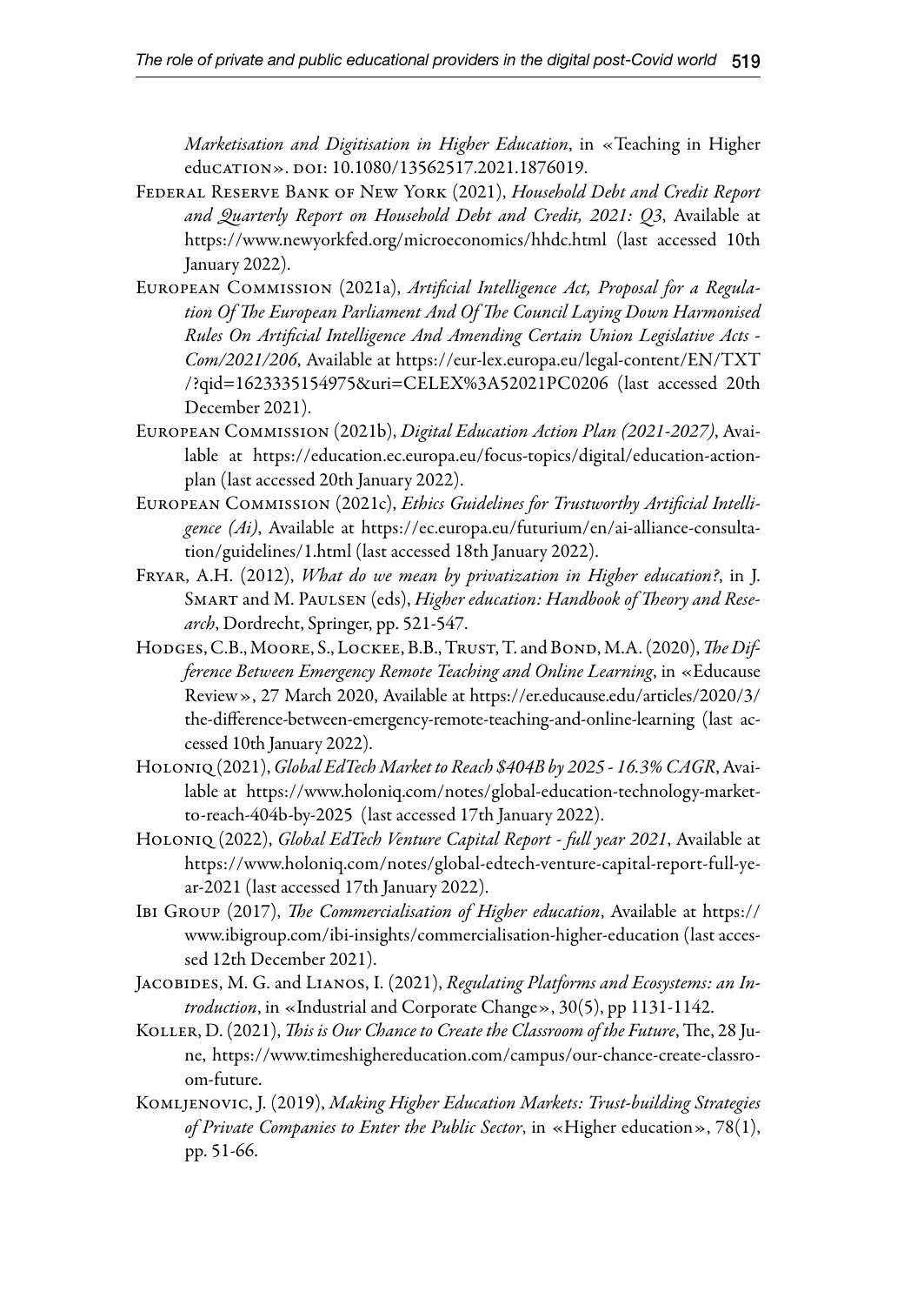*Marketisation and Digitisation in Higher Education*, in «Teaching in Higher education». doi: 10.1080/13562517.2021.1876019.

Federal Reserve Bank of New York (2021), *Household Debt and Credit Report and Quarterly Report on Household Debt and Credit, 2021: Q3*, Available at https://www.newyorkfed.org/microeconomics/hhdc.html (last accessed 10th January 2022).

European Commission (2021a), *Artificial Intelligence Act, Proposal for a Regulation Of The European Parliament And Of The Council Laying Down Harmonised Rules On Artificial Intelligence And Amending Certain Union Legislative Acts - Com/2021/206*, Available at https://eur-lex.europa.eu/legal-content/EN/TXT/?qid=1623335154975&uri=CELEX%3A52021PC0206 (last accessed 20th December 2021).

European Commission (2021b), *Digital Education Action Plan (2021-2027)*, Available at https://education.ec.europa.eu/focus-topics/digital/education-action-plan (last accessed 20th January 2022).

European Commission (2021c), *Ethics Guidelines for Trustworthy Artificial Intelligence (Ai)*, Available at https://ec.europa.eu/futurium/en/ai-alliance-consultation/guidelines/1.html (last accessed 18th January 2022).

Fryar, A.H. (2012), *What do we mean by privatization in Higher education?*, in J. Smart and M. Paulsen (eds), *Higher education: Handbook of Theory and Research*, Dordrecht, Springer, pp. 521-547.

Hodges, C.B., Moore, S., Lockee, B.B., Trust, T. and Bond, M.A. (2020), *The Difference Between Emergency Remote Teaching and Online Learning*, in «Educause Review», 27 March 2020, Available at https://er.educause.edu/articles/2020/3/the-difference-between-emergency-remote-teaching-and-online-learning (last accessed 10th January 2022).

Holoniq (2021), *Global EdTech Market to Reach $404B by 2025 - 16.3% CAGR*, Available at https://www.holoniq.com/notes/global-education-technology-market-to-reach-404b-by-2025 (last accessed 17th January 2022).

Holoniq (2022), *Global EdTech Venture Capital Report - full year 2021*, Available at https://www.holoniq.com/notes/global-edtech-venture-capital-report-full-year-2021 (last accessed 17th January 2022).

Ibi Group (2017), *The Commercialisation of Higher education*, Available at https://www.ibigroup.com/ibi-insights/commercialisation-higher-education (last accessed 12th December 2021).

Jacobides, M. G. and Lianos, I. (2021), *Regulating Platforms and Ecosystems: an Introduction*, in «Industrial and Corporate Change», 30(5), pp 1131-1142.

Koller, D. (2021), *This is Our Chance to Create the Classroom of the Future*, The, 28 June, https://www.timeshighereducation.com/campus/our-chance-create-classroom-future.

Komljenovic, J. (2019), *Making Higher Education Markets: Trust-building Strategies of Private Companies to Enter the Public Sector*, in «Higher education», 78(1), pp. 51-66.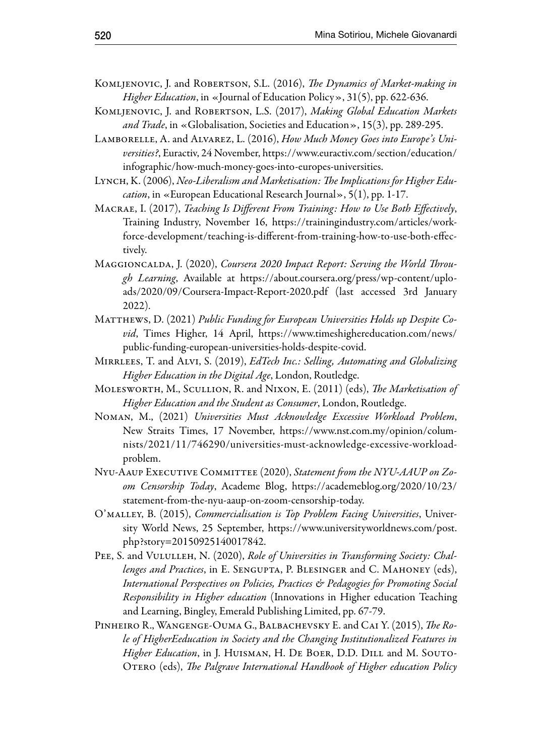Komljenovic, J. and Robertson, S.L. (2016), *The Dynamics of Market-making in Higher Education*, in «Journal of Education Policy», 31(5), pp. 622-636.

Komljenovic, J. and Robertson, L.S. (2017), *Making Global Education Markets and Trade*, in «Globalisation, Societies and Education», 15(3), pp. 289-295.

Lamborelle, A. and Alvarez, L. (2016), *How Much Money Goes into Europe's Universities?*, Euractiv, 24 November, https://www.euractiv.com/section/education/infographic/how-much-money-goes-into-europes-universities.

Lynch, K. (2006), *Neo-Liberalism and Marketisation: The Implications for Higher Education*, in «European Educational Research Journal», 5(1), pp. 1-17.

Macrae, I. (2017), *Teaching Is Different From Training: How to Use Both Effectively*, Training Industry, November 16, https://trainingindustry.com/articles/workforce-development/teaching-is-different-from-training-how-to-use-both-effectively.

Maggioncalda, J. (2020), *Coursera 2020 Impact Report: Serving the World Through Learning*, Available at https://about.coursera.org/press/wp-content/uploads/2020/09/Coursera-Impact-Report-2020.pdf (last accessed 3rd January 2022).

Matthews, D. (2021) *Public Funding for European Universities Holds up Despite Covid*, Times Higher, 14 April, https://www.timeshighereducation.com/news/public-funding-european-universities-holds-despite-covid.

Mirrlees, T. and Alvi, S. (2019), *EdTech Inc.: Selling, Automating and Globalizing Higher Education in the Digital Age*, London, Routledge.

Molesworth, M., Scullion, R. and Nixon, E. (2011) (eds), *The Marketisation of Higher Education and the Student as Consumer*, London, Routledge.

Noman, M., (2021) *Universities Must Acknowledge Excessive Workload Problem*, New Straits Times, 17 November, https://www.nst.com.my/opinion/columnists/2021/11/746290/universities-must-acknowledge-excessive-workload-problem.

Nyu-Aaup Executive Committee (2020), *Statement from the NYU-AAUP on Zoom Censorship Today*, Academe Blog, https://academeblog.org/2020/10/23/statement-from-the-nyu-aaup-on-zoom-censorship-today.

O'malley, B. (2015), *Commercialisation is Top Problem Facing Universities*, University World News, 25 September, https://www.universityworldnews.com/post.php?story=20150925140017842.

Pee, S. and Vululleh, N. (2020), *Role of Universities in Transforming Society: Challenges and Practices*, in E. Sengupta, P. Blesinger and C. Mahoney (eds), *International Perspectives on Policies, Practices & Pedagogies for Promoting Social Responsibility in Higher education* (Innovations in Higher education Teaching and Learning, Bingley, Emerald Publishing Limited, pp. 67-79.

Pinheiro R., Wangenge-Ouma G., Balbachevsky E. and Cai Y. (2015), *The Role of HigherEeducation in Society and the Changing Institutionalized Features in Higher Education*, in J. Huisman, H. De Boer, D.D. Dill and M. Souto-Otero (eds), *The Palgrave International Handbook of Higher education Policy*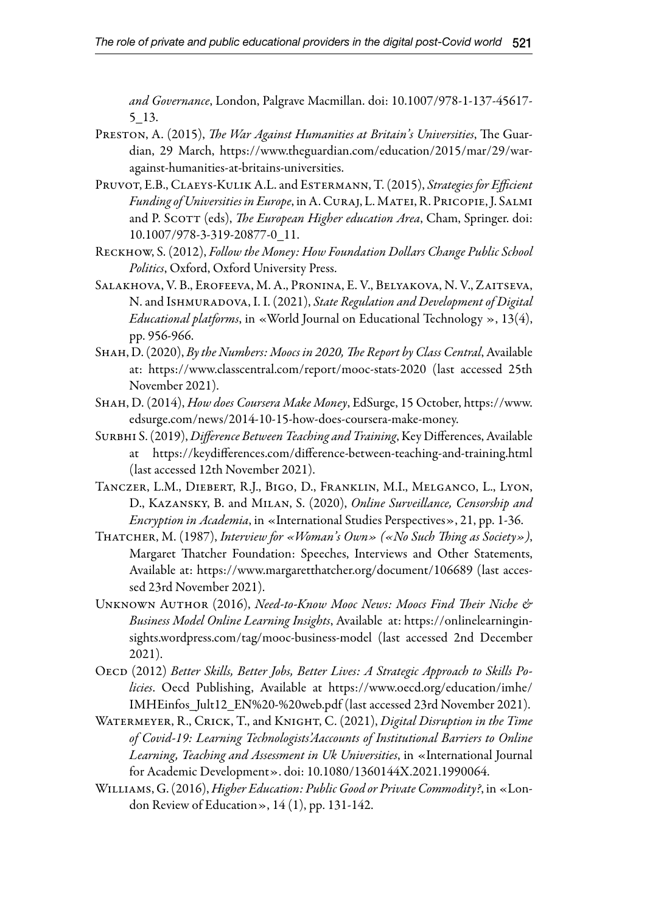*and Governance*, London, Palgrave Macmillan. doi: 10.1007/978-1-137-45617-5_13.

Preston, A. (2015), *The War Against Humanities at Britain's Universities*, The Guardian, 29 March, https://www.theguardian.com/education/2015/mar/29/war-against-humanities-at-britains-universities.

Pruvot, E.B., Claeys-Kulik A.L. and Estermann, T. (2015), *Strategies for Efficient Funding of Universities in Europe*, in A. Curaj, L. Matei, R. Pricopie, J. Salmi and P. Scott (eds), *The European Higher education Area*, Cham, Springer. doi: 10.1007/978-3-319-20877-0_11.

Reckhow, S. (2012), *Follow the Money: How Foundation Dollars Change Public School Politics*, Oxford, Oxford University Press.

Salakhova, V. B., Erofeeva, M. A., Pronina, E. V., Belyakova, N. V., Zaitseva, N. and Ishmuradova, I. I. (2021), *State Regulation and Development of Digital Educational platforms*, in «World Journal on Educational Technology », 13(4), pp. 956-966.

Shah, D. (2020), *By the Numbers: Moocs in 2020, The Report by Class Central*, Available at: https://www.classcentral.com/report/mooc-stats-2020 (last accessed 25th November 2021).

Shah, D. (2014), *How does Coursera Make Money*, EdSurge, 15 October, https://www.edsurge.com/news/2014-10-15-how-does-coursera-make-money.

Surbhi S. (2019), *Difference Between Teaching and Training*, Key Differences, Available at https://keydifferences.com/difference-between-teaching-and-training.html (last accessed 12th November 2021).

Tanczer, L.M., Diebert, R.J., Bigo, D., Franklin, M.I., Melganco, L., Lyon, D., Kazansky, B. and Milan, S. (2020), *Online Surveillance, Censorship and Encryption in Academia*, in «International Studies Perspectives», 21, pp. 1-36.

Thatcher, M. (1987), *Interview for «Woman's Own» («No Such Thing as Society»)*, Margaret Thatcher Foundation: Speeches, Interviews and Other Statements, Available at: https://www.margaretthatcher.org/document/106689 (last accessed 23rd November 2021).

Unknown Author (2016), *Need-to-Know Mooc News: Moocs Find Their Niche & Business Model Online Learning Insights*, Available at: https://onlinelearninginsights.wordpress.com/tag/mooc-business-model (last accessed 2nd December 2021).

Oecd (2012) *Better Skills, Better Jobs, Better Lives: A Strategic Approach to Skills Policies*. Oecd Publishing, Available at https://www.oecd.org/education/imhe/IMHEinfos_Jult12_EN%20-%20web.pdf (last accessed 23rd November 2021).

Watermeyer, R., Crick, T., and Knight, C. (2021), *Digital Disruption in the Time of Covid-19: Learning Technologists'Aaccounts of Institutional Barriers to Online Learning, Teaching and Assessment in Uk Universities*, in «International Journal for Academic Development». doi: 10.1080/1360144X.2021.1990064.

Williams, G. (2016), *Higher Education: Public Good or Private Commodity?*, in «London Review of Education», 14 (1), pp. 131-142.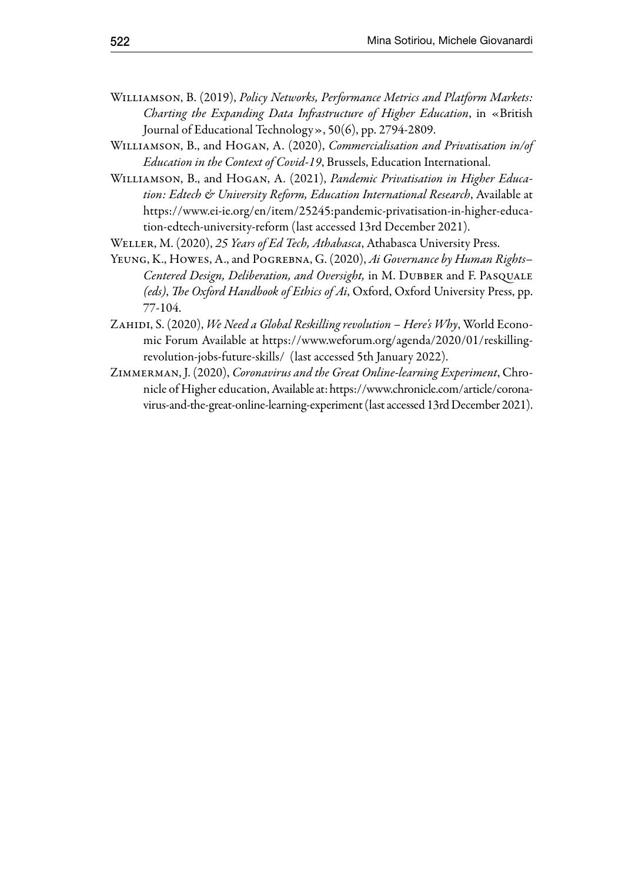Williamson, B. (2019), *Policy Networks, Performance Metrics and Platform Markets: Charting the Expanding Data Infrastructure of Higher Education*, in «British Journal of Educational Technology», 50(6), pp. 2794-2809.

Williamson, B., and Hogan, A. (2020), *Commercialisation and Privatisation in/of Education in the Context of Covid-19*, Brussels, Education International.

Williamson, B., and Hogan, A. (2021), *Pandemic Privatisation in Higher Education: Edtech & University Reform, Education International Research*, Available at https://www.ei-ie.org/en/item/25245:pandemic-privatisation-in-higher-education-edtech-university-reform (last accessed 13rd December 2021).

Weller, M. (2020), *25 Years of Ed Tech, Athabasca*, Athabasca University Press.

Yeung, K., Howes, A., and Pogrebna, G. (2020), *Ai Governance by Human Rights–Centered Design, Deliberation, and Oversight,* in M. Dubber and F. Pasquale *(eds)*, *The Oxford Handbook of Ethics of Ai*, Oxford, Oxford University Press, pp. 77-104.

Zahidi, S. (2020), *We Need a Global Reskilling revolution – Here's Why*, World Economic Forum Available at https://www.weforum.org/agenda/2020/01/reskilling-revolution-jobs-future-skills/ (last accessed 5th January 2022).

Zimmerman, J. (2020), *Coronavirus and the Great Online-learning Experiment*, Chronicle of Higher education, Available at: https://www.chronicle.com/article/coronavirus-and-the-great-online-learning-experiment (last accessed 13rd December 2021).